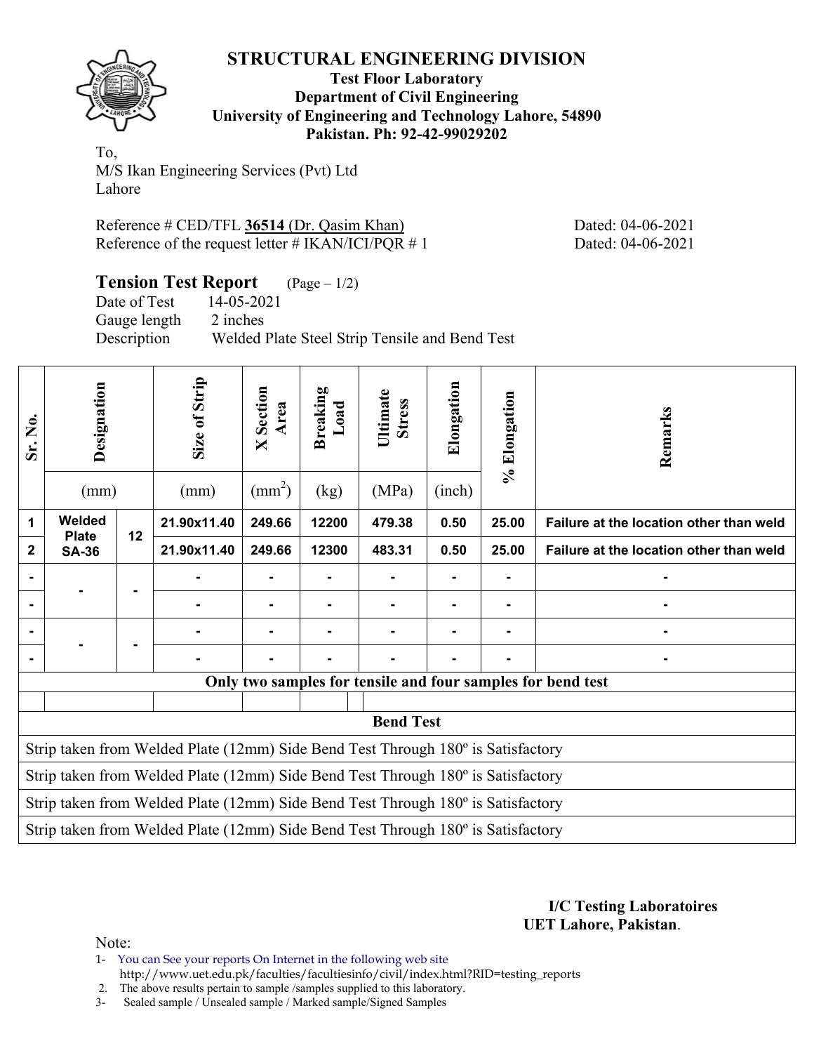# STRUCTURAL ENGINEERING DIVISION

**Test Floor Laboratory**
**Department of Civil Engineering**
**University of Engineering and Technology Lahore, 54890**
**Pakistan. Ph: 92-42-99029202**

To,
M/S Ikan Engineering Services (Pvt) Ltd
Lahore

Reference # CED/TFL **36514** (Dr. Qasim Khan) Dated: 04-06-2021
Reference of the request letter # IKAN/ICI/PQR # 1 Dated: 04-06-2021

## Tension Test Report (Page – 1/2)

Date of Test 14-05-2021
Gauge length 2 inches
Description Welded Plate Steel Strip Tensile and Bend Test

| Sr. No. | Designation | | Size of Strip | X Section Area | Breaking Load | Ultimate Stress | Elongation | % Elongation | Remarks |
|---|---|---|---|---|---|---|---|---|---|
| | (mm) | | (mm) | ($mm^2$) | (kg) | (MPa) | (inch) | | |
| **1** | **Welded Plate SA-36** | **12** | **21.90x11.40** | **249.66** | **12200** | **479.38** | **0.50** | **25.00** | **Failure at the location other than weld** |
| **2** | | | **21.90x11.40** | **249.66** | **12300** | **483.31** | **0.50** | **25.00** | **Failure at the location other than weld** |
| - | - | - | - | - | - | - | - | - | - |
| - | | | - | - | - | - | - | - | - |
| - | - | - | - | - | - | - | - | - | - |
| - | | | - | - | - | - | - | - | - |
| **Only two samples for tensile and four samples for bend test** | | | | | | | | | |

**Bend Test**

| |
|---|
| Strip taken from Welded Plate (12mm) Side Bend Test Through 180º is Satisfactory |
| Strip taken from Welded Plate (12mm) Side Bend Test Through 180º is Satisfactory |
| Strip taken from Welded Plate (12mm) Side Bend Test Through 180º is Satisfactory |
| Strip taken from Welded Plate (12mm) Side Bend Test Through 180º is Satisfactory |

**I/C Testing Laboratoires**
**UET Lahore, Pakistan**.

Note:
1- You can See your reports On Internet in the following web site
http://www.uet.edu.pk/faculties/facultiesinfo/civil/index.html?RID=testing_reports
2. The above results pertain to sample /samples supplied to this laboratory.
3- Sealed sample / Unsealed sample / Marked sample/Signed Samples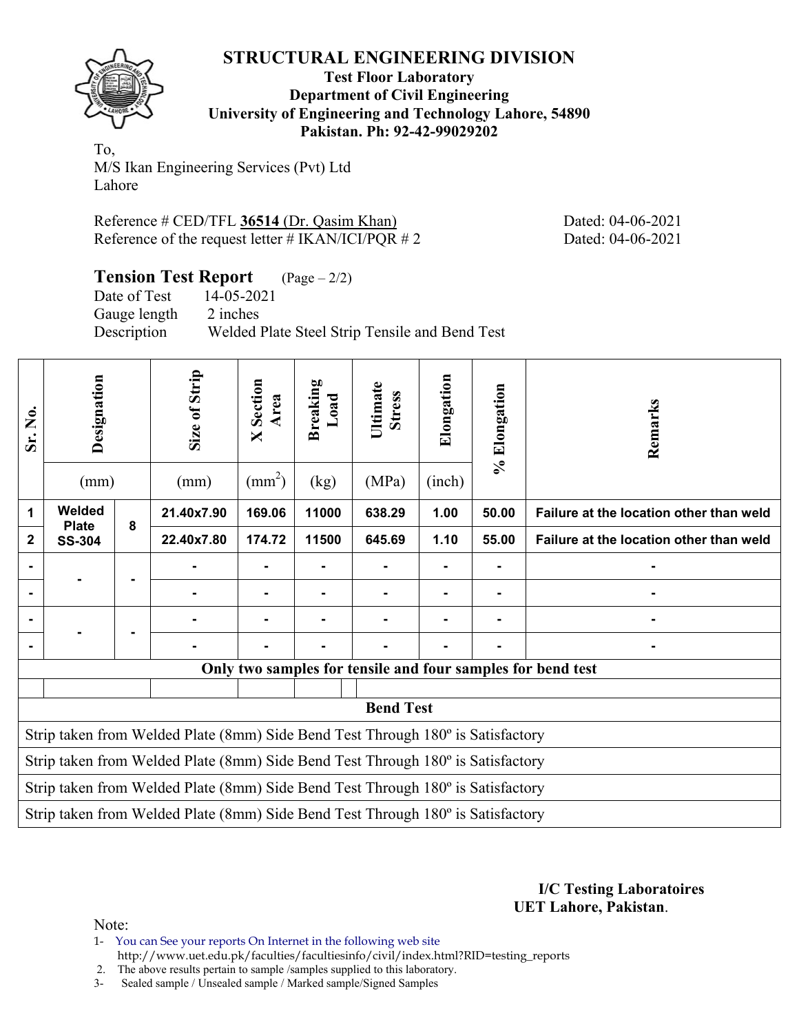# STRUCTURAL ENGINEERING DIVISION

**Test Floor Laboratory**
**Department of Civil Engineering**
**University of Engineering and Technology Lahore, 54890**
**Pakistan. Ph: 92-42-99029202**

To,
M/S Ikan Engineering Services (Pvt) Ltd
Lahore

Reference # CED/TFL **36514** (Dr. Qasim Khan) Dated: 04-06-2021
Reference of the request letter # IKAN/ICI/PQR # 2 Dated: 04-06-2021

## Tension Test Report (Page – 2/2)

Date of Test 14-05-2021
Gauge length 2 inches
Description Welded Plate Steel Strip Tensile and Bend Test

| Sr. No. | Designation (mm) | | Size of Strip (mm) | X Section Area ($mm^2$) | Breaking Load (kg) | Ultimate Stress (MPa) | Elongation (inch) | % Elongation | Remarks |
|---|---|---|---|---|---|---|---|---|---|
| **1** | **Welded Plate SS-304** | **8** | **21.40x7.90** | **169.06** | **11000** | **638.29** | **1.00** | **50.00** | **Failure at the location other than weld** |
| **2** | | | **22.40x7.80** | **174.72** | **11500** | **645.69** | **1.10** | **55.00** | **Failure at the location other than weld** |
| - | - | - | - | - | - | - | - | - | - |
| - | | | - | - | - | - | - | - | - |
| - | - | - | - | - | - | - | - | - | - |
| - | | | - | - | - | - | - | - | - |
| **Only two samples for tensile and four samples for bend test** | | | | | | | | | |
| **Bend Test** | | | | | | | | | |
| Strip taken from Welded Plate (8mm) Side Bend Test Through 180º is Satisfactory | | | | | | | | | |
| Strip taken from Welded Plate (8mm) Side Bend Test Through 180º is Satisfactory | | | | | | | | | |
| Strip taken from Welded Plate (8mm) Side Bend Test Through 180º is Satisfactory | | | | | | | | | |
| Strip taken from Welded Plate (8mm) Side Bend Test Through 180º is Satisfactory | | | | | | | | | |

**I/C Testing Laboratoires**
**UET Lahore, Pakistan**.

Note:
1- You can See your reports On Internet in the following web site
http://www.uet.edu.pk/faculties/facultiesinfo/civil/index.html?RID=testing_reports
2. The above results pertain to sample /samples supplied to this laboratory.
3- Sealed sample / Unsealed sample / Marked sample/Signed Samples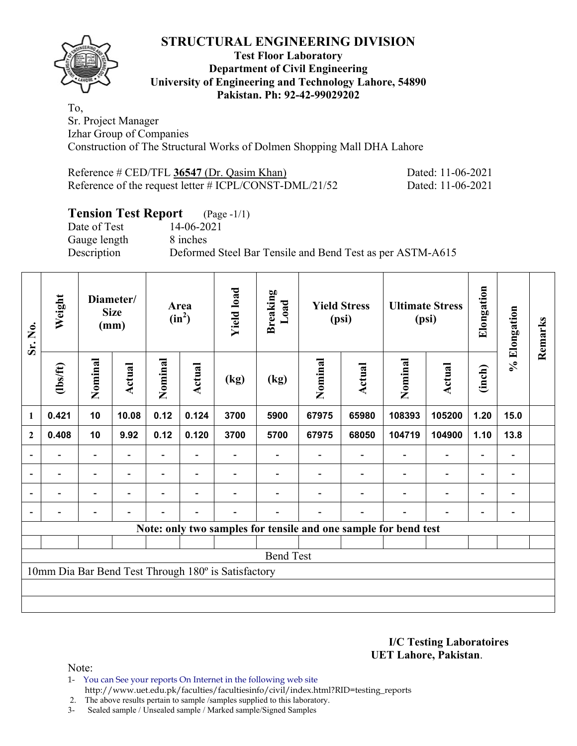# STRUCTURAL ENGINEERING DIVISION

**Test Floor Laboratory**
**Department of Civil Engineering**
**University of Engineering and Technology Lahore, 54890**
**Pakistan. Ph: 92-42-99029202**

To,
Sr. Project Manager
Izhar Group of Companies
Construction of The Structural Works of Dolmen Shopping Mall DHA Lahore

Reference # CED/TFL **36547** (Dr. Qasim Khan) Dated: 11-06-2021
Reference of the request letter # ICPL/CONST-DML/21/52 Dated: 11-06-2021

## Tension Test Report (Page -1/1)

Date of Test 14-06-2021
Gauge length 8 inches
Description Deformed Steel Bar Tensile and Bend Test as per ASTM-A615

| Sr. No. | Weight | Diameter/ Size (mm) | | Area ($in^2$) | | Yield load | Breaking Load | Yield Stress (psi) | | Ultimate Stress (psi) | | Elongation | % Elongation | Remarks |
|---|---|---|---|---|---|---|---|---|---|---|---|---|---|---|
| | (lbs/ft) | Nominal | Actual | Nominal | Actual | (kg) | (kg) | Nominal | Actual | Nominal | Actual | (inch) | | |
| 1 | 0.421 | 10 | 10.08 | 0.12 | 0.124 | 3700 | 5900 | 67975 | 65980 | 108393 | 105200 | 1.20 | 15.0 | |
| 2 | 0.408 | 10 | 9.92 | 0.12 | 0.120 | 3700 | 5700 | 67975 | 68050 | 104719 | 104900 | 1.10 | 13.8 | |
| - | - | - | - | - | - | - | - | - | - | - | - | - | - | |
| - | - | - | - | - | - | - | - | - | - | - | - | - | - | |
| - | - | - | - | - | - | - | - | - | - | - | - | - | - | |
| - | - | - | - | - | - | - | - | - | - | - | - | - | - | |
| Note: only two samples for tensile and one sample for bend test | | | | | | | | | | | | | | |
| Bend Test | | | | | | | | | | | | | | |
| 10mm Dia Bar Bend Test Through 180º is Satisfactory | | | | | | | | | | | | | | |

**I/C Testing Laboratoires**
**UET Lahore, Pakistan**.

Note:
1- You can See your reports On Internet in the following web site
http://www.uet.edu.pk/faculties/facultiesinfo/civil/index.html?RID=testing_reports
2. The above results pertain to sample /samples supplied to this laboratory.
3- Sealed sample / Unsealed sample / Marked sample/Signed Samples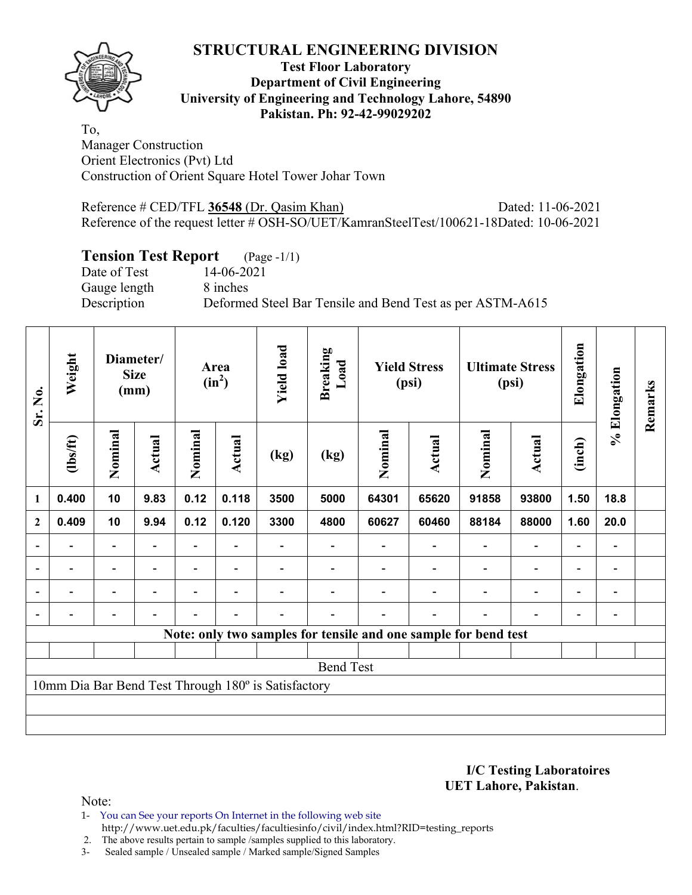# STRUCTURAL ENGINEERING DIVISION

**Test Floor Laboratory**
**Department of Civil Engineering**
**University of Engineering and Technology Lahore, 54890**
**Pakistan. Ph: 92-42-99029202**

To,
Manager Construction
Orient Electronics (Pvt) Ltd
Construction of Orient Square Hotel Tower Johar Town

Reference # CED/TFL **36548** (Dr. Qasim Khan) Dated: 11-06-2021
Reference of the request letter # OSH-SO/UET/KamranSteelTest/100621-18Dated: 10-06-2021

## Tension Test Report (Page -1/1)

Date of Test 14-06-2021
Gauge length 8 inches
Description Deformed Steel Bar Tensile and Bend Test as per ASTM-A615

| Sr. No. | Weight | Diameter/ Size (mm) | | Area ($in^2$) | | Yield load | Breaking Load | Yield Stress (psi) | | Ultimate Stress (psi) | | Elongation | % Elongation | Remarks |
|---|---|---|---|---|---|---|---|---|---|---|---|---|---|---|
| | (lbs/ft) | Nominal | Actual | Nominal | Actual | (kg) | (kg) | Nominal | Actual | Nominal | Actual | (inch) | | |
| 1 | 0.400 | 10 | 9.83 | 0.12 | 0.118 | 3500 | 5000 | 64301 | 65620 | 91858 | 93800 | 1.50 | 18.8 | |
| 2 | 0.409 | 10 | 9.94 | 0.12 | 0.120 | 3300 | 4800 | 60627 | 60460 | 88184 | 88000 | 1.60 | 20.0 | |
| - | - | - | - | - | - | - | - | - | - | - | - | - | - | |
| - | - | - | - | - | - | - | - | - | - | - | - | - | - | |
| - | - | - | - | - | - | - | - | - | - | - | - | - | - | |
| - | - | - | - | - | - | - | - | - | - | - | - | - | - | |

**Note: only two samples for tensile and one sample for bend test**

Bend Test

10mm Dia Bar Bend Test Through 180º is Satisfactory

**I/C Testing Laboratoires**
**UET Lahore, Pakistan**.

Note:
1- You can See your reports On Internet in the following web site
http://www.uet.edu.pk/faculties/facultiesinfo/civil/index.html?RID=testing_reports
2. The above results pertain to sample /samples supplied to this laboratory.
3- Sealed sample / Unsealed sample / Marked sample/Signed Samples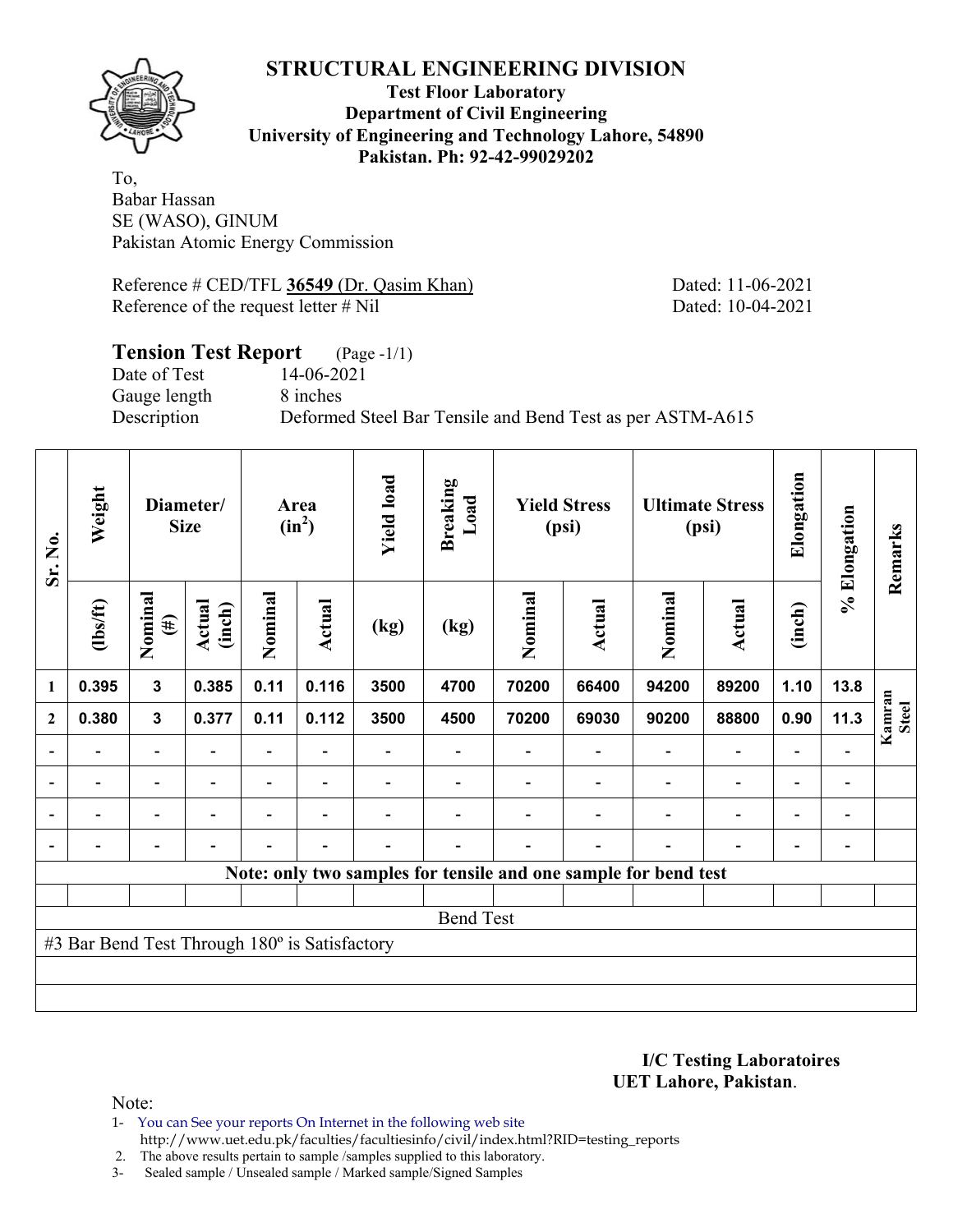# STRUCTURAL ENGINEERING DIVISION

**Test Floor Laboratory**
**Department of Civil Engineering**
**University of Engineering and Technology Lahore, 54890**
**Pakistan. Ph: 92-42-99029202**

To,
Babar Hassan
SE (WASO), GINUM
Pakistan Atomic Energy Commission

Reference # CED/TFL **36549** (Dr. Qasim Khan) Dated: 11-06-2021
Reference of the request letter # Nil Dated: 10-04-2021

## Tension Test Report (Page -1/1)

Date of Test 14-06-2021
Gauge length 8 inches
Description Deformed Steel Bar Tensile and Bend Test as per ASTM-A615

| Sr. No. | Weight | Diameter/ Size | | Area ($in^2$) | | Yield load | Breaking Load | Yield Stress (psi) | | Ultimate Stress (psi) | | Elongation | % Elongation | Remarks |
|---|---|---|---|---|---|---|---|---|---|---|---|---|---|---|
| | (lbs/ft) | Nominal (#) | Actual (inch) | Nominal | Actual | (kg) | (kg) | Nominal | Actual | Nominal | Actual | (inch) | | |
| 1 | 0.395 | 3 | 0.385 | 0.11 | 0.116 | 3500 | 4700 | 70200 | 66400 | 94200 | 89200 | 1.10 | 13.8 | Kamran Steel |
| 2 | 0.380 | 3 | 0.377 | 0.11 | 0.112 | 3500 | 4500 | 70200 | 69030 | 90200 | 88800 | 0.90 | 11.3 | |
| - | - | - | - | - | - | - | - | - | - | - | - | - | - | |
| - | - | - | - | - | - | - | - | - | - | - | - | - | - | |
| - | - | - | - | - | - | - | - | - | - | - | - | - | - | |
| - | - | - | - | - | - | - | - | - | - | - | - | - | - | |

**Note: only two samples for tensile and one sample for bend test**

Bend Test

#3 Bar Bend Test Through 180º is Satisfactory

**I/C Testing Laboratoires**
**UET Lahore, Pakistan**.

Note:
1- You can See your reports On Internet in the following web site
http://www.uet.edu.pk/faculties/facultiesinfo/civil/index.html?RID=testing_reports
2. The above results pertain to sample /samples supplied to this laboratory.
3- Sealed sample / Unsealed sample / Marked sample/Signed Samples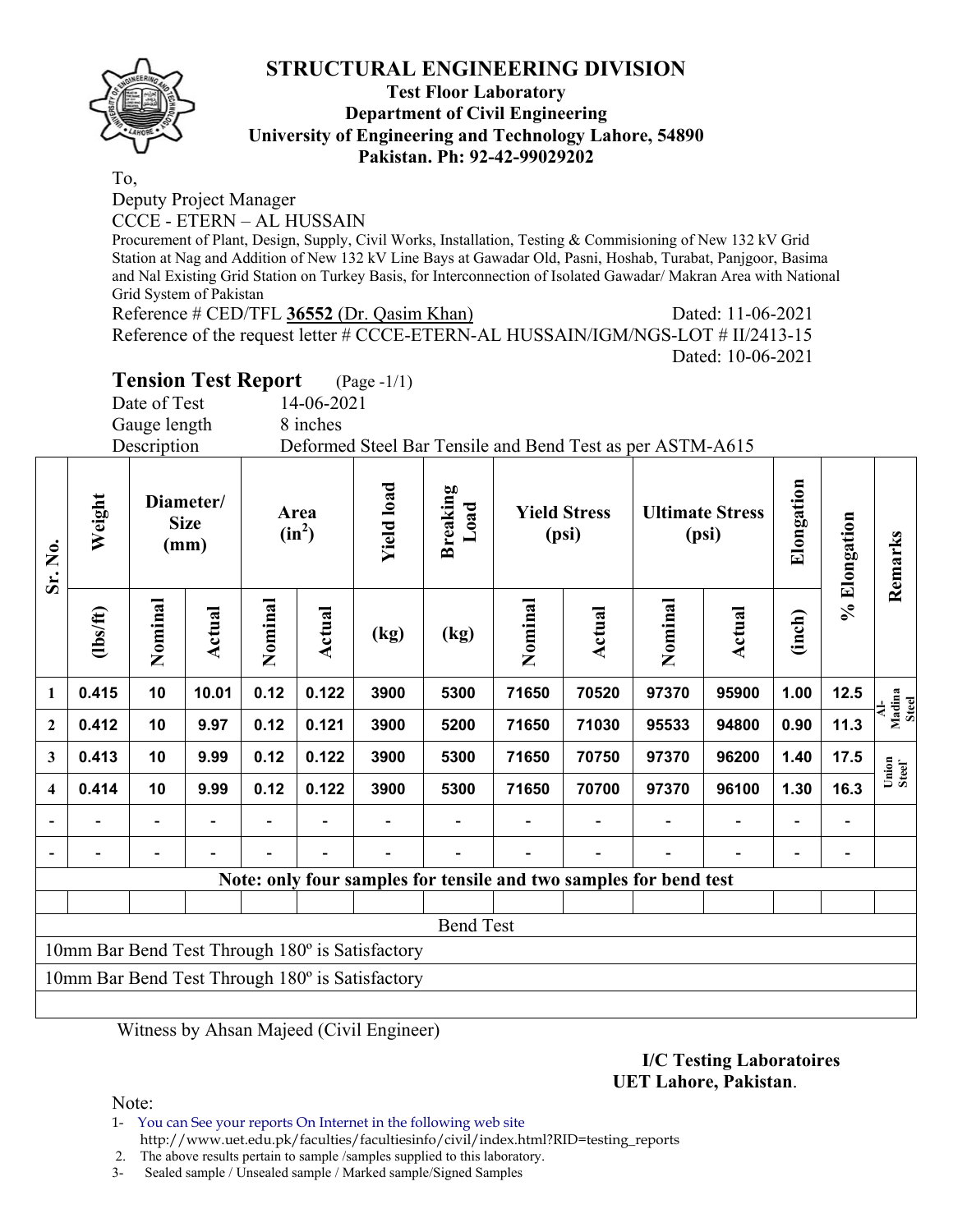# STRUCTURAL ENGINEERING DIVISION

**Test Floor Laboratory**
**Department of Civil Engineering**
**University of Engineering and Technology Lahore, 54890**
**Pakistan. Ph: 92-42-99029202**

To,

Deputy Project Manager

CCCE - ETERN – AL HUSSAIN

Procurement of Plant, Design, Supply, Civil Works, Installation, Testing & Commisioning of New 132 kV Grid Station at Nag and Addition of New 132 kV Line Bays at Gawadar Old, Pasni, Hoshab, Turabat, Panjgoor, Basima and Nal Existing Grid Station on Turkey Basis, for Interconnection of Isolated Gawadar/ Makran Area with National Grid System of Pakistan

Reference # CED/TFL **36552** (Dr. Qasim Khan) Dated: 11-06-2021

Reference of the request letter # CCCE-ETERN-AL HUSSAIN/IGM/NGS-LOT # II/2413-15 Dated: 10-06-2021

## Tension Test Report (Page -1/1)

Date of Test 14-06-2021

Gauge length 8 inches

Description Deformed Steel Bar Tensile and Bend Test as per ASTM-A615

| Sr. No. | Weight | Diameter/ Size (mm) | | Area ($in^2$) | | Yield load | Breaking Load | Yield Stress (psi) | | Ultimate Stress (psi) | | Elongation | % Elongation | Remarks |
|---|---|---|---|---|---|---|---|---|---|---|---|---|---|---|
| | (lbs/ft) | Nominal | Actual | Nominal | Actual | (kg) | (kg) | Nominal | Actual | Nominal | Actual | (inch) | | |
| 1 | 0.415 | 10 | 10.01 | 0.12 | 0.122 | 3900 | 5300 | 71650 | 70520 | 97370 | 95900 | 1.00 | 12.5 | Al-Madina Steel |
| 2 | 0.412 | 10 | 9.97 | 0.12 | 0.121 | 3900 | 5200 | 71650 | 71030 | 95533 | 94800 | 0.90 | 11.3 | |
| 3 | 0.413 | 10 | 9.99 | 0.12 | 0.122 | 3900 | 5300 | 71650 | 70750 | 97370 | 96200 | 1.40 | 17.5 | Union Steel` |
| 4 | 0.414 | 10 | 9.99 | 0.12 | 0.122 | 3900 | 5300 | 71650 | 70700 | 97370 | 96100 | 1.30 | 16.3 | |
| - | - | - | - | - | - | - | - | - | - | - | - | - | - | |
| - | - | - | - | - | - | - | - | - | - | - | - | - | - | |
| **Note: only four samples for tensile and two samples for bend test** | | | | | | | | | | | | | | |
| Bend Test | | | | | | | | | | | | | | |
| 10mm Bar Bend Test Through 180º is Satisfactory | | | | | | | | | | | | | | |
| 10mm Bar Bend Test Through 180º is Satisfactory | | | | | | | | | | | | | | |

Witness by Ahsan Majeed (Civil Engineer)

**I/C Testing Laboratoires**
**UET Lahore, Pakistan**.

Note:

1- You can See your reports On Internet in the following web site http://www.uet.edu.pk/faculties/facultiesinfo/civil/index.html?RID=testing_reports

2. The above results pertain to sample /samples supplied to this laboratory.

3- Sealed sample / Unsealed sample / Marked sample/Signed Samples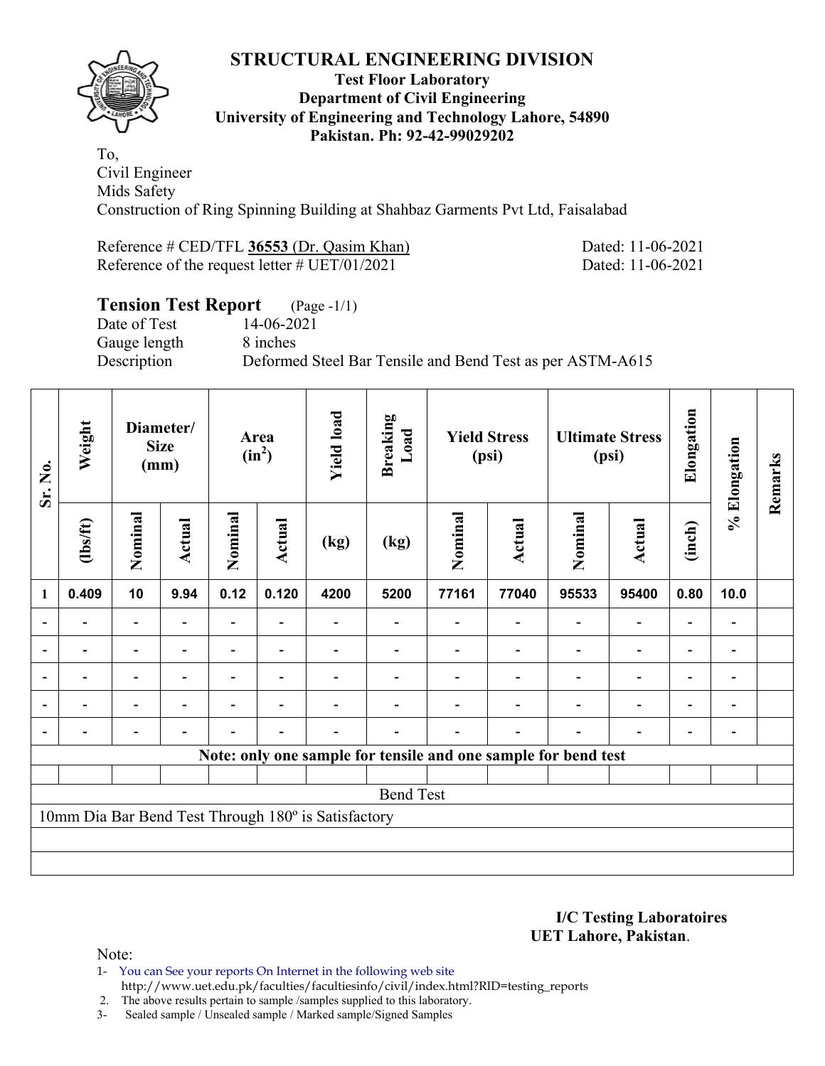# STRUCTURAL ENGINEERING DIVISION

**Test Floor Laboratory**
**Department of Civil Engineering**
**University of Engineering and Technology Lahore, 54890**
**Pakistan. Ph: 92-42-99029202**

To,
Civil Engineer
Mids Safety
Construction of Ring Spinning Building at Shahbaz Garments Pvt Ltd, Faisalabad

Reference # CED/TFL **36553** (Dr. Qasim Khan) Dated: 11-06-2021
Reference of the request letter # UET/01/2021 Dated: 11-06-2021

## Tension Test Report (Page -1/1)

Date of Test 14-06-2021
Gauge length 8 inches
Description Deformed Steel Bar Tensile and Bend Test as per ASTM-A615

| Sr. No. | Weight | Diameter/ Size (mm) | | Area ($in^2$) | | Yield load | Breaking Load | Yield Stress (psi) | | Ultimate Stress (psi) | | Elongation | % Elongation | Remarks |
|---|---|---|---|---|---|---|---|---|---|---|---|---|---|---|
| | (lbs/ft) | Nominal | Actual | Nominal | Actual | (kg) | (kg) | Nominal | Actual | Nominal | Actual | (inch) | | |
| 1 | 0.409 | 10 | 9.94 | 0.12 | 0.120 | 4200 | 5200 | 77161 | 77040 | 95533 | 95400 | 0.80 | 10.0 | |
| - | - | - | - | - | - | - | - | - | - | - | - | - | - | |
| - | - | - | - | - | - | - | - | - | - | - | - | - | - | |
| - | - | - | - | - | - | - | - | - | - | - | - | - | - | |
| - | - | - | - | - | - | - | - | - | - | - | - | - | - | |
| - | - | - | - | - | - | - | - | - | - | - | - | - | - | |
| Note: only one sample for tensile and one sample for bend test | | | | | | | | | | | | | | |
| | | | | | | | | | | | | | | |
| Bend Test | | | | | | | | | | | | | | |
| 10mm Dia Bar Bend Test Through 180º is Satisfactory | | | | | | | | | | | | | | |

**I/C Testing Laboratoires**
**UET Lahore, Pakistan**.

Note:
1- You can See your reports On Internet in the following web site
http://www.uet.edu.pk/faculties/facultiesinfo/civil/index.html?RID=testing_reports
2. The above results pertain to sample /samples supplied to this laboratory.
3- Sealed sample / Unsealed sample / Marked sample/Signed Samples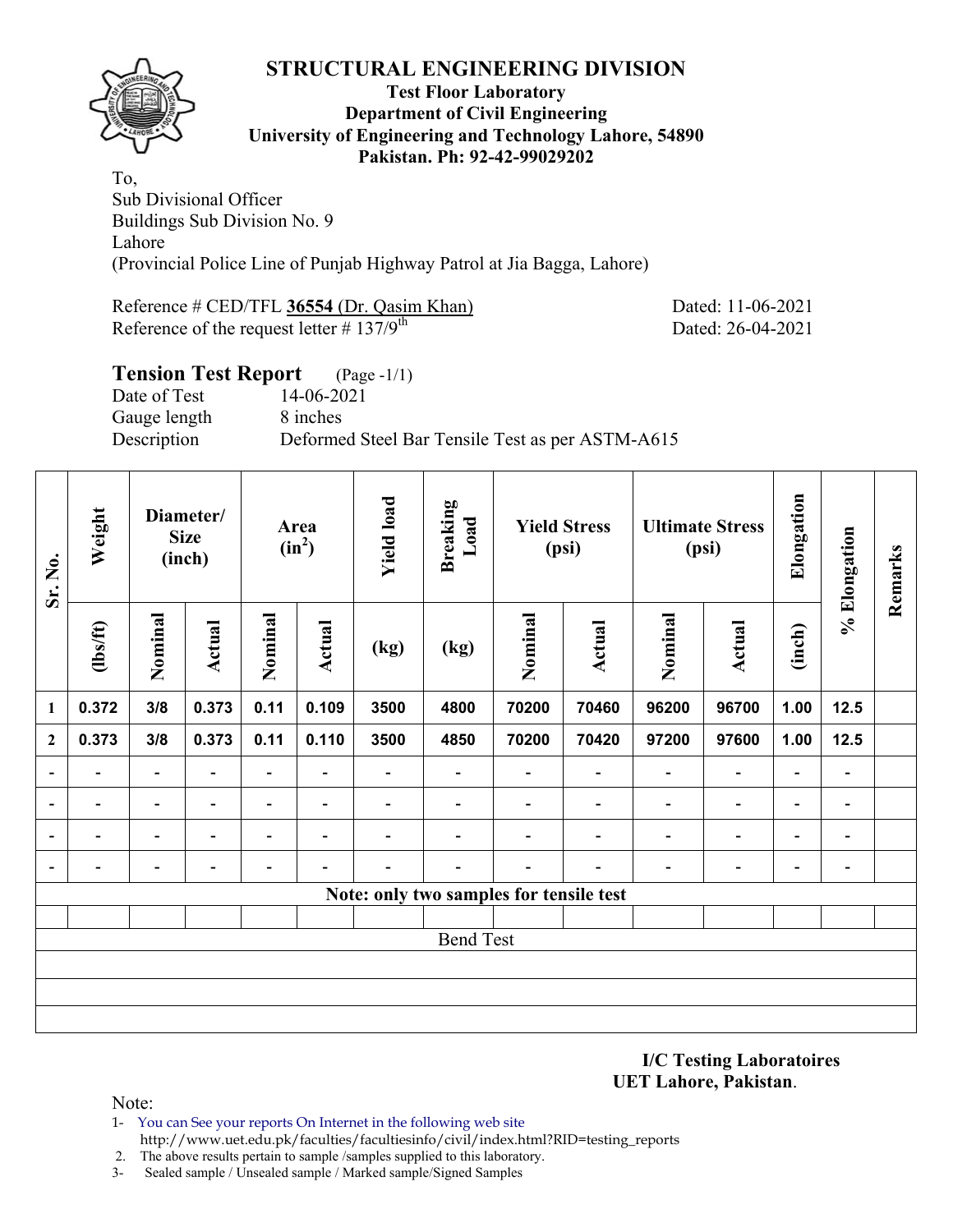# STRUCTURAL ENGINEERING DIVISION

**Test Floor Laboratory**
**Department of Civil Engineering**
**University of Engineering and Technology Lahore, 54890**
**Pakistan. Ph: 92-42-99029202**

To,
Sub Divisional Officer
Buildings Sub Division No. 9
Lahore
(Provincial Police Line of Punjab Highway Patrol at Jia Bagga, Lahore)

Reference # CED/TFL **36554** (Dr. Qasim Khan) Dated: 11-06-2021
Reference of the request letter # 137/9th Dated: 26-04-2021

## Tension Test Report (Page -1/1)

Date of Test 14-06-2021
Gauge length 8 inches
Description Deformed Steel Bar Tensile Test as per ASTM-A615

| Sr. No. | Weight | Diameter/ Size (inch) | | Area ($in^2$) | | Yield load | Breaking Load | Yield Stress (psi) | | Ultimate Stress (psi) | | Elongation | % Elongation | Remarks |
|---|---|---|---|---|---|---|---|---|---|---|---|---|---|---|
| | (lbs/ft) | Nominal | Actual | Nominal | Actual | (kg) | (kg) | Nominal | Actual | Nominal | Actual | (inch) | | |
| 1 | 0.372 | 3/8 | 0.373 | 0.11 | 0.109 | 3500 | 4800 | 70200 | 70460 | 96200 | 96700 | 1.00 | 12.5 | |
| 2 | 0.373 | 3/8 | 0.373 | 0.11 | 0.110 | 3500 | 4850 | 70200 | 70420 | 97200 | 97600 | 1.00 | 12.5 | |
| - | - | - | - | - | - | - | - | - | - | - | - | - | - | |
| - | - | - | - | - | - | - | - | - | - | - | - | - | - | |
| - | - | - | - | - | - | - | - | - | - | - | - | - | - | |
| - | - | - | - | - | - | - | - | - | - | - | - | - | - | |
| **Note: only two samples for tensile test** | | | | | | | | | | | | | | |
| | | | | | | | | | | | | | | |
| Bend Test | | | | | | | | | | | | | | |
| | | | | | | | | | | | | | | |
| | | | | | | | | | | | | | | |
| | | | | | | | | | | | | | | |

**I/C Testing Laboratoires**
**UET Lahore, Pakistan**.

Note:

1- You can See your reports On Internet in the following web site
http://www.uet.edu.pk/faculties/facultiesinfo/civil/index.html?RID=testing_reports
2. The above results pertain to sample /samples supplied to this laboratory.
3- Sealed sample / Unsealed sample / Marked sample/Signed Samples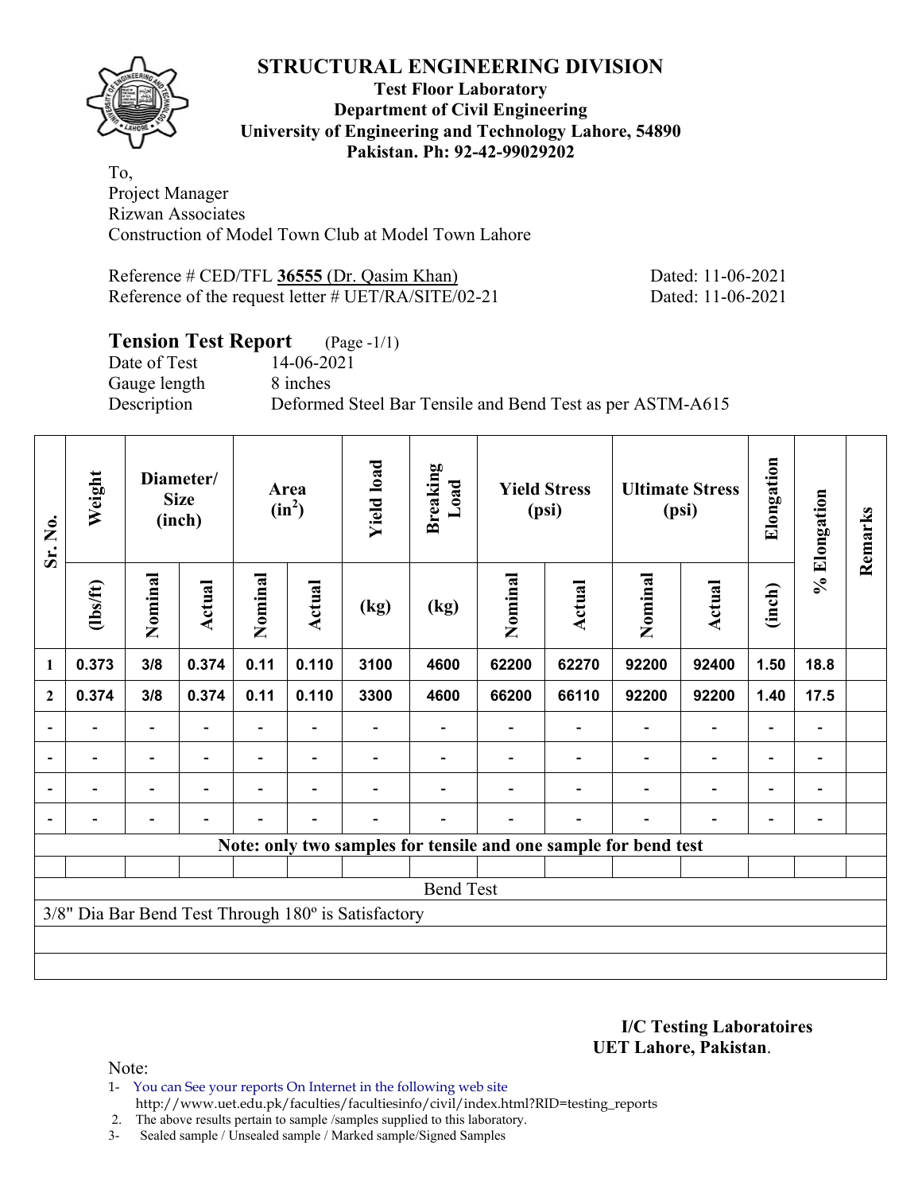# STRUCTURAL ENGINEERING DIVISION

**Test Floor Laboratory**
**Department of Civil Engineering**
**University of Engineering and Technology Lahore, 54890**
**Pakistan. Ph: 92-42-99029202**

To,
Project Manager
Rizwan Associates
Construction of Model Town Club at Model Town Lahore

Reference # CED/TFL **36555** (Dr. Qasim Khan) Dated: 11-06-2021
Reference of the request letter # UET/RA/SITE/02-21 Dated: 11-06-2021

## Tension Test Report (Page -1/1)

Date of Test 14-06-2021
Gauge length 8 inches
Description Deformed Steel Bar Tensile and Bend Test as per ASTM-A615

| Sr. No. | Weight | Diameter/ Size (inch) | | Area ($in^2$) | | Yield load | Breaking Load | Yield Stress (psi) | | Ultimate Stress (psi) | | Elongation | % Elongation | Remarks |
|---|---|---|---|---|---|---|---|---|---|---|---|---|---|---|
| | (lbs/ft) | Nominal | Actual | Nominal | Actual | (kg) | (kg) | Nominal | Actual | Nominal | Actual | (inch) | | |
| 1 | 0.373 | 3/8 | 0.374 | 0.11 | 0.110 | 3100 | 4600 | 62200 | 62270 | 92200 | 92400 | 1.50 | 18.8 | |
| 2 | 0.374 | 3/8 | 0.374 | 0.11 | 0.110 | 3300 | 4600 | 66200 | 66110 | 92200 | 92200 | 1.40 | 17.5 | |
| - | - | - | - | - | - | - | - | - | - | - | - | - | - | |
| - | - | - | - | - | - | - | - | - | - | - | - | - | - | |
| - | - | - | - | - | - | - | - | - | - | - | - | - | - | |
| - | - | - | - | - | - | - | - | - | - | - | - | - | - | |

**Note: only two samples for tensile and one sample for bend test**

Bend Test

3/8" Dia Bar Bend Test Through 180º is Satisfactory

**I/C Testing Laboratoires**
**UET Lahore, Pakistan**.

Note:

1- You can See your reports On Internet in the following web site
http://www.uet.edu.pk/faculties/facultiesinfo/civil/index.html?RID=testing_reports
2. The above results pertain to sample /samples supplied to this laboratory.
3- Sealed sample / Unsealed sample / Marked sample/Signed Samples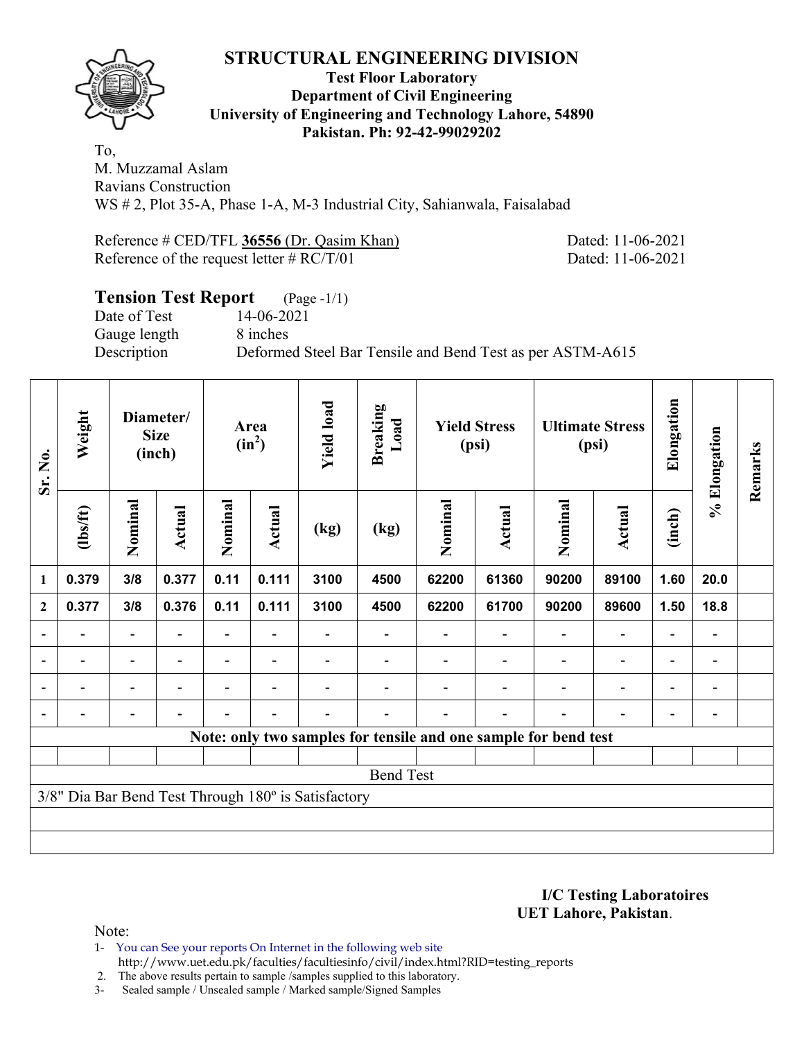# STRUCTURAL ENGINEERING DIVISION

**Test Floor Laboratory**
**Department of Civil Engineering**
**University of Engineering and Technology Lahore, 54890**
**Pakistan. Ph: 92-42-99029202**

To,
M. Muzzamal Aslam
Ravians Construction
WS # 2, Plot 35-A, Phase 1-A, M-3 Industrial City, Sahianwala, Faisalabad

Reference # CED/TFL **36556** (Dr. Qasim Khan) Dated: 11-06-2021
Reference of the request letter # RC/T/01 Dated: 11-06-2021

## Tension Test Report (Page -1/1)

Date of Test 14-06-2021
Gauge length 8 inches
Description Deformed Steel Bar Tensile and Bend Test as per ASTM-A615

| Sr. No. | Weight | Diameter/ Size (inch) | | Area ($in^2$) | | Yield load | Breaking Load | Yield Stress (psi) | | Ultimate Stress (psi) | | Elongation | % Elongation | Remarks |
|---|---|---|---|---|---|---|---|---|---|---|---|---|---|---|
| | (lbs/ft) | Nominal | Actual | Nominal | Actual | (kg) | (kg) | Nominal | Actual | Nominal | Actual | (inch) | | |
| 1 | 0.379 | 3/8 | 0.377 | 0.11 | 0.111 | 3100 | 4500 | 62200 | 61360 | 90200 | 89100 | 1.60 | 20.0 | |
| 2 | 0.377 | 3/8 | 0.376 | 0.11 | 0.111 | 3100 | 4500 | 62200 | 61700 | 90200 | 89600 | 1.50 | 18.8 | |
| - | - | - | - | - | - | - | - | - | - | - | - | - | - | |
| - | - | - | - | - | - | - | - | - | - | - | - | - | - | |
| - | - | - | - | - | - | - | - | - | - | - | - | - | - | |
| - | - | - | - | - | - | - | - | - | - | - | - | - | - | |

**Note: only two samples for tensile and one sample for bend test**

Bend Test

3/8" Dia Bar Bend Test Through 180º is Satisfactory

**I/C Testing Laboratoires**
**UET Lahore, Pakistan**.

Note:
1- You can See your reports On Internet in the following web site
http://www.uet.edu.pk/faculties/facultiesinfo/civil/index.html?RID=testing_reports
2. The above results pertain to sample /samples supplied to this laboratory.
3- Sealed sample / Unsealed sample / Marked sample/Signed Samples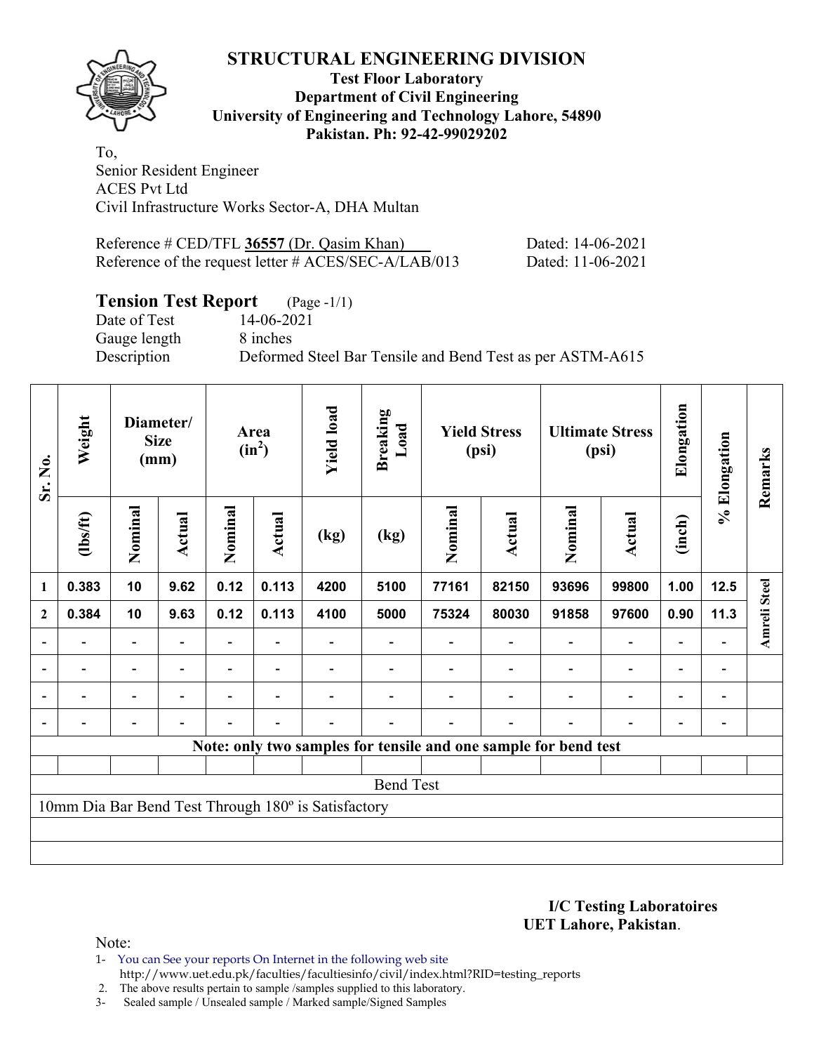## STRUCTURAL ENGINEERING DIVISION

**Test Floor Laboratory**
**Department of Civil Engineering**
**University of Engineering and Technology Lahore, 54890**
**Pakistan. Ph: 92-42-99029202**

To,
Senior Resident Engineer
ACES Pvt Ltd
Civil Infrastructure Works Sector-A, DHA Multan

Reference # CED/TFL **36557** (Dr. Qasim Khan) Dated: 14-06-2021
Reference of the request letter # ACES/SEC-A/LAB/013 Dated: 11-06-2021

### Tension Test Report (Page -1/1)

Date of Test 14-06-2021
Gauge length 8 inches
Description Deformed Steel Bar Tensile and Bend Test as per ASTM-A615

| Sr. No. | Weight | Diameter/ Size (mm) | | Area ($in^2$) | | Yield load | Breaking Load | Yield Stress (psi) | | Ultimate Stress (psi) | | Elongation | % Elongation | Remarks |
|---|---|---|---|---|---|---|---|---|---|---|---|---|---|---|
| | (lbs/ft) | Nominal | Actual | Nominal | Actual | (kg) | (kg) | Nominal | Actual | Nominal | Actual | (inch) | | |
| 1 | 0.383 | 10 | 9.62 | 0.12 | 0.113 | 4200 | 5100 | 77161 | 82150 | 93696 | 99800 | 1.00 | 12.5 | Amreli Steel |
| 2 | 0.384 | 10 | 9.63 | 0.12 | 0.113 | 4100 | 5000 | 75324 | 80030 | 91858 | 97600 | 0.90 | 11.3 | |
| - | - | - | - | - | - | - | - | - | - | - | - | - | - | |
| - | - | - | - | - | - | - | - | - | - | - | - | - | - | |
| - | - | - | - | - | - | - | - | - | - | - | - | - | - | |
| - | - | - | - | - | - | - | - | - | - | - | - | - | - | |
| Note: only two samples for tensile and one sample for bend test | | | | | | | | | | | | | | |
| Bend Test | | | | | | | | | | | | | | |
| 10mm Dia Bar Bend Test Through 180º is Satisfactory | | | | | | | | | | | | | | |

**I/C Testing Laboratoires**
**UET Lahore, Pakistan**.

Note:
1- You can See your reports On Internet in the following web site
http://www.uet.edu.pk/faculties/facultiesinfo/civil/index.html?RID=testing_reports
2. The above results pertain to sample /samples supplied to this laboratory.
3- Sealed sample / Unsealed sample / Marked sample/Signed Samples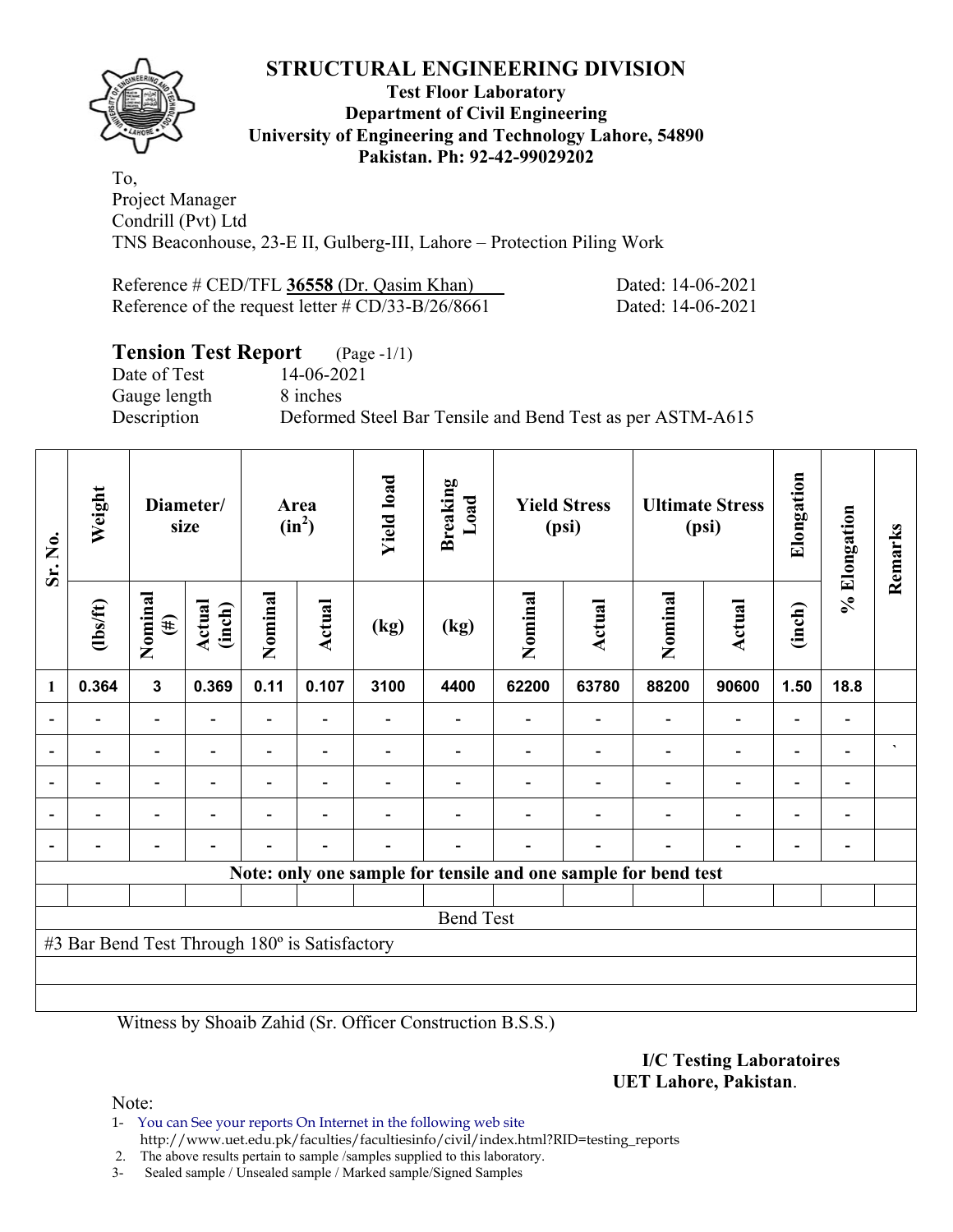## STRUCTURAL ENGINEERING DIVISION

**Test Floor Laboratory**
**Department of Civil Engineering**
**University of Engineering and Technology Lahore, 54890**
**Pakistan. Ph: 92-42-99029202**

To,
Project Manager
Condrill (Pvt) Ltd
TNS Beaconhouse, 23-E II, Gulberg-III, Lahore – Protection Piling Work

Reference # CED/TFL **36558** (Dr. Qasim Khan) Dated: 14-06-2021
Reference of the request letter # CD/33-B/26/8661 Dated: 14-06-2021

**Tension Test Report** (Page -1/1)
Date of Test 14-06-2021
Gauge length 8 inches
Description Deformed Steel Bar Tensile and Bend Test as per ASTM-A615

| Sr. No. | Weight | Diameter/ size | | Area ($in^2$) | | Yield load | Breaking Load | Yield Stress (psi) | | Ultimate Stress (psi) | | Elongation | % Elongation | Remarks |
|---|---|---|---|---|---|---|---|---|---|---|---|---|---|---|
| | (lbs/ft) | Nominal (#) | Actual (inch) | Nominal | Actual | (kg) | (kg) | Nominal | Actual | Nominal | Actual | (inch) | | |
| 1 | 0.364 | 3 | 0.369 | 0.11 | 0.107 | 3100 | 4400 | 62200 | 63780 | 88200 | 90600 | 1.50 | 18.8 | |
| - | - | - | - | - | - | - | - | - | - | - | - | - | - | |
| - | - | - | - | - | - | - | - | - | - | - | - | - | - | ` |
| - | - | - | - | - | - | - | - | - | - | - | - | - | - | |
| - | - | - | - | - | - | - | - | - | - | - | - | - | - | |
| - | - | - | - | - | - | - | - | - | - | - | - | - | - | |
| Note: only one sample for tensile and one sample for bend test | | | | | | | | | | | | | | |
| Bend Test | | | | | | | | | | | | | | |
| #3 Bar Bend Test Through 180º is Satisfactory | | | | | | | | | | | | | | |

Witness by Shoaib Zahid (Sr. Officer Construction B.S.S.)

**I/C Testing Laboratoires**
**UET Lahore, Pakistan**.

Note:

1- You can See your reports On Internet in the following web site
http://www.uet.edu.pk/faculties/facultiesinfo/civil/index.html?RID=testing_reports
2. The above results pertain to sample /samples supplied to this laboratory.
3- Sealed sample / Unsealed sample / Marked sample/Signed Samples